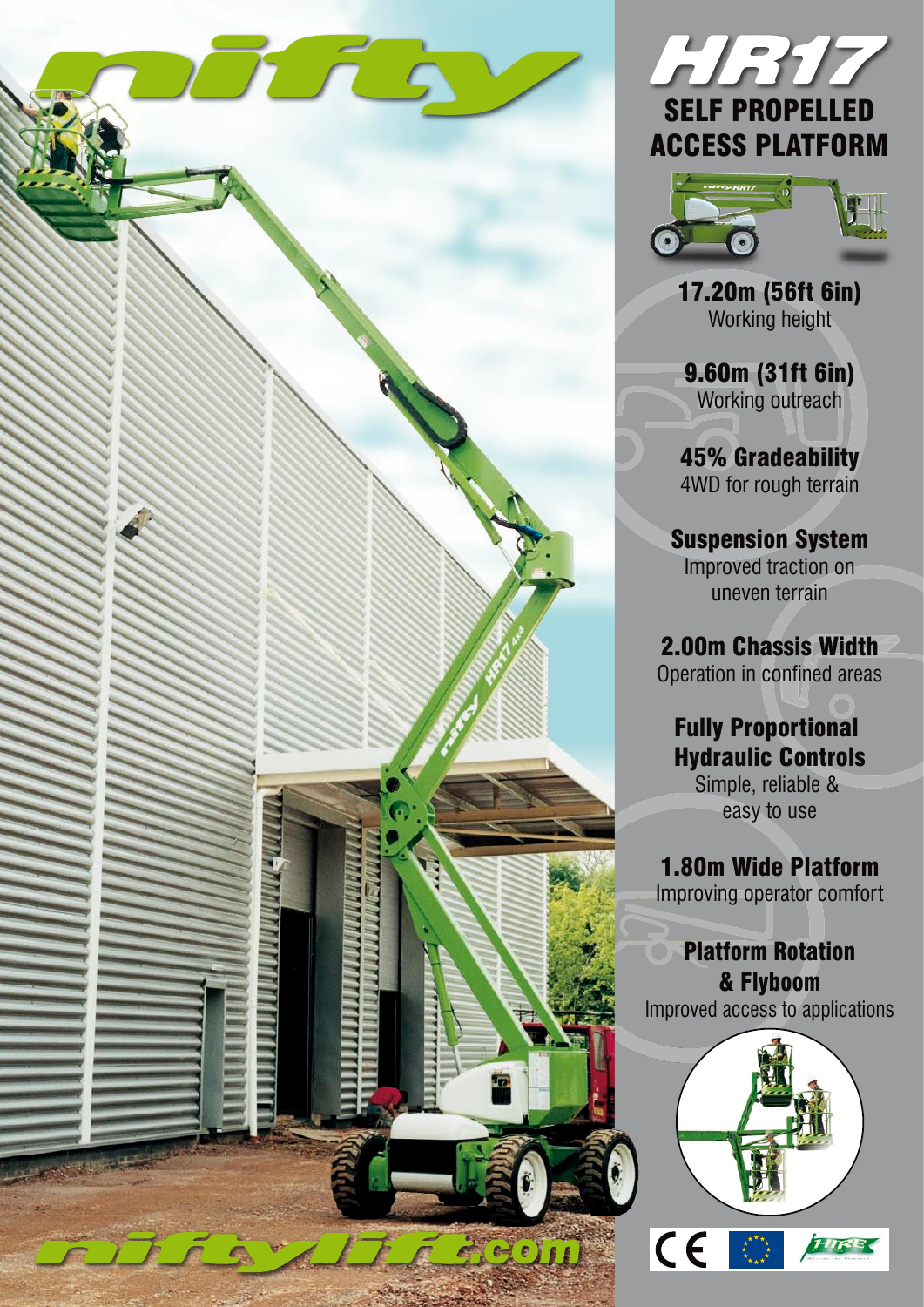# nifty

## HR17

## SELF PROPELLED ACCESS PLATFORM

**17.20m (56ft 6in)**
Working height

**9.60m (31ft 6in)**
Working outreach

**45% Gradeability**
4WD for rough terrain

**Suspension System**
Improved traction on uneven terrain

**2.00m Chassis Width**
Operation in confined areas

**Fully Proportional Hydraulic Controls**
Simple, reliable & easy to use

**1.80m Wide Platform**
Improving operator comfort

**Platform Rotation & Flyboom**
Improved access to applications

niftylift.com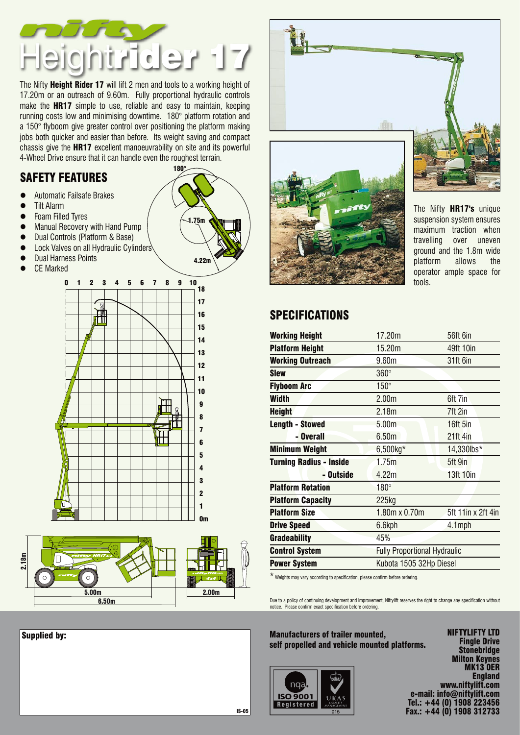# nifty Heightrider 17

The Nifty **Height Rider 17** will lift 2 men and tools to a working height of 17.20m or an outreach of 9.60m. Fully proportional hydraulic controls make the **HR17** simple to use, reliable and easy to maintain, keeping running costs low and minimising downtime. 180° platform rotation and a 150° flyboom give greater control over positioning the platform making jobs both quicker and easier than before. Its weight saving and compact chassis give the **HR17** excellent manoeuvrability on site and its powerful 4-Wheel Drive ensure that it can handle even the roughest terrain.

## SAFETY FEATURES

- Automatic Failsafe Brakes
- Tilt Alarm
- Foam Filled Tyres
- Manual Recovery with Hand Pump
- Dual Controls (Platform & Base)
- Lock Valves on all Hydraulic Cylinders
- Dual Harness Points
- CE Marked

180°
1.75m
4.22m

0 1 2 3 4 5 6 7 8 9 10
18 17 16 15 14 13 12 11 10 9 8 7 6 5 4 3 2 1 0m

2.18m
5.00m
6.50m
2.00m

The Nifty **HR17's** unique suspension system ensures maximum traction when travelling over uneven ground and the 1.8m wide platform allows the operator ample space for tools.

## SPECIFICATIONS

| | | |
|---|---|---|
| **Working Height** | 17.20m | 56ft 6in |
| **Platform Height** | 15.20m | 49ft 10in |
| **Working Outreach** | 9.60m | 31ft 6in |
| **Slew** | 360° | |
| **Flyboom Arc** | 150° | |
| **Width** | 2.00m | 6ft 7in |
| **Height** | 2.18m | 7ft 2in |
| **Length - Stowed** | 5.00m | 16ft 5in |
| **- Overall** | 6.50m | 21ft 4in |
| **Minimum Weight** | 6,500kg* | 14,330lbs* |
| **Turning Radius - Inside** | 1.75m | 5ft 9in |
| **- Outside** | 4.22m | 13ft 10in |
| **Platform Rotation** | 180° | |
| **Platform Capacity** | 225kg | |
| **Platform Size** | 1.80m x 0.70m | 5ft 11in x 2ft 4in |
| **Drive Speed** | 6.6kph | 4.1mph |
| **Gradeability** | 45% | |
| **Control System** | Fully Proportional Hydraulic | |
| **Power System** | Kubota 1505 32Hp Diesel | |

* Weights may vary according to specification, please confirm before ordering.

Due to a policy of continuing development and improvement, Niftylift reserves the right to change any specification without notice. Please confirm exact specification before ordering.

**Supplied by:**

IS-05

**Manufacturers of trailer mounted, self propelled and vehicle mounted platforms.**

nqa. ISO 9001 Registered

UKAS QUALITY MANAGEMENT 015

**NIFTYLIFTY LTD**
**Fingle Drive**
**Stonebridge**
**Milton Keynes**
**MK13 0ER**
**England**
**www.niftylift.com**
**e-mail: info@niftylift.com**
**Tel.: +44 (0) 1908 223456**
**Fax.: +44 (0) 1908 312733**